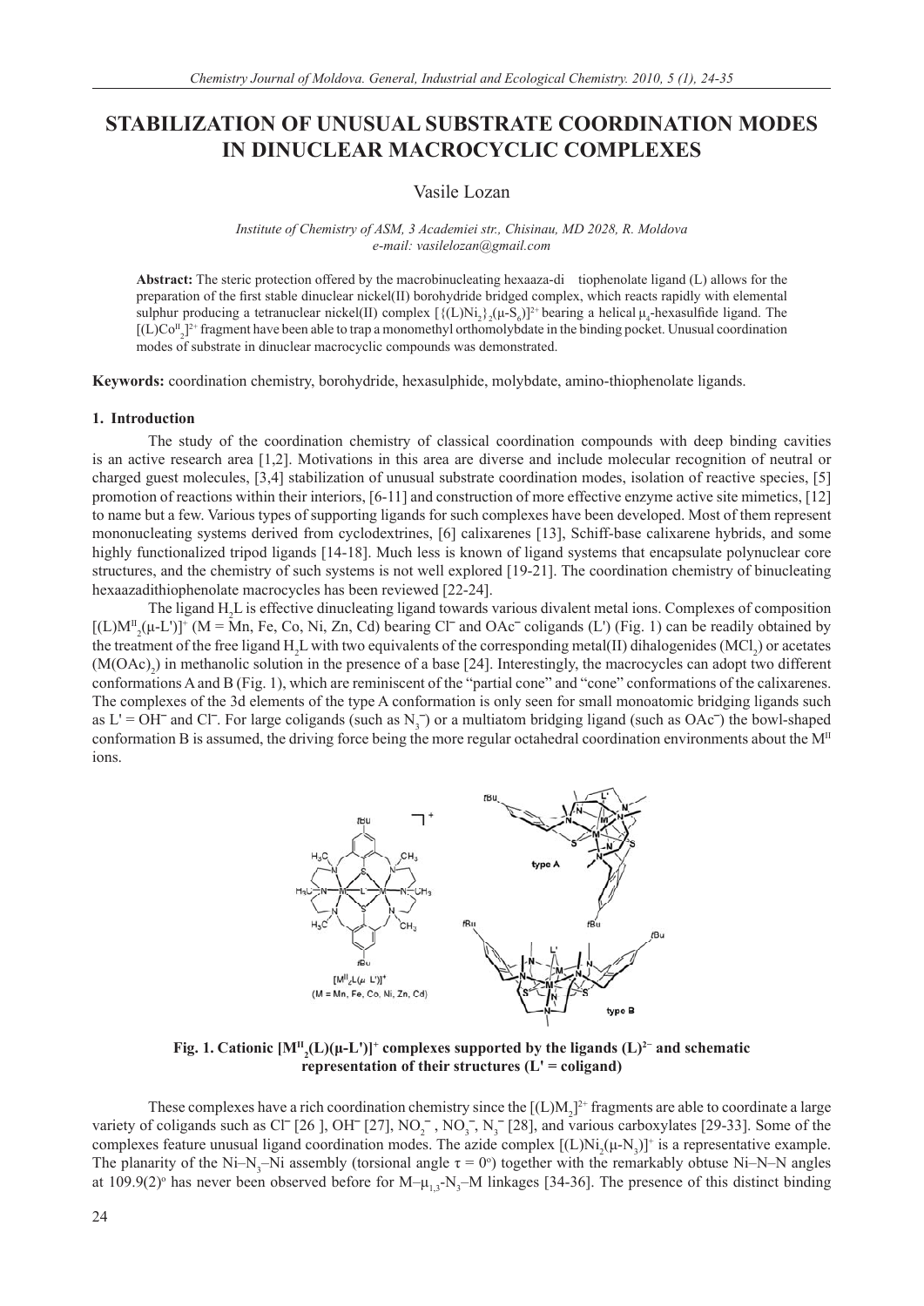# STABILIZATION OF UNUSUAL SUBSTRATE COORDINATION MODES IN DINUCLEAR MACROCYCLIC COMPLEXES

Vasile Lozan

*Institute of Chemistry of ASM, 3 Academiei str., Chisinau, MD 2028, R. Moldova*
*e-mail: vasilelozan@gmail.com*

**Abstract:** The steric protection offered by the macrobinucleating hexaaza-di tiophenolate ligand (L) allows for the preparation of the first stable dinuclear nickel(II) borohydride bridged complex, which reacts rapidly with elemental sulphur producing a tetranuclear nickel(II) complex $[\{(L)Ni_2\}_2(\mu\text{-}S_6)]^{2+}$ bearing a helical $\mu_4$-hexasulfide ligand. The $[(L)Co^{II}_2]^{2+}$ fragment have been able to trap a monomethyl orthomolybdate in the binding pocket. Unusual coordination modes of substrate in dinuclear macrocyclic compounds was demonstrated.

**Keywords:** coordination chemistry, borohydride, hexasulphide, molybdate, amino-thiophenolate ligands.

## 1. Introduction

The study of the coordination chemistry of classical coordination compounds with deep binding cavities is an active research area [1,2]. Motivations in this area are diverse and include molecular recognition of neutral or charged guest molecules, [3,4] stabilization of unusual substrate coordination modes, isolation of reactive species, [5] promotion of reactions within their interiors, [6-11] and construction of more effective enzyme active site mimetics, [12] to name but a few. Various types of supporting ligands for such complexes have been developed. Most of them represent mononucleating systems derived from cyclodextrines, [6] calixarenes [13], Schiff-base calixarene hybrids, and some highly functionalized tripod ligands [14-18]. Much less is known of ligand systems that encapsulate polynuclear core structures, and the chemistry of such systems is not well explored [19-21]. The coordination chemistry of binucleating hexaazadithiophenolate macrocycles has been reviewed [22-24].

The ligand $H_2L$ is effective dinucleating ligand towards various divalent metal ions. Complexes of composition $[(L)M^{II}_2(\mu\text{-}L')]^+$ (M = Mn, Fe, Co, Ni, Zn, Cd) bearing $Cl^-$ and $OAc^-$ coligands (L') (Fig. 1) can be readily obtained by the treatment of the free ligand $H_2L$ with two equivalents of the corresponding metal(II) dihalogenides ($MCl_2$) or acetates ($M(OAc)_2$) in methanolic solution in the presence of a base [24]. Interestingly, the macrocycles can adopt two different conformations A and B (Fig. 1), which are reminiscent of the "partial cone" and "cone" conformations of the calixarenes. The complexes of the 3d elements of the type A conformation is only seen for small monoatomic bridging ligands such as L' = $OH^-$ and $Cl^-$. For large coligands (such as $N_3^-$) or a multiatom bridging ligand (such as $OAc^-$) the bowl-shaped conformation B is assumed, the driving force being the more regular octahedral coordination environments about the $M^{II}$ ions.

**Fig. 1. Cationic $[M^{II}_2(L)(\mu\text{-}L')]^+$ complexes supported by the ligands $(L)^{2-}$ and schematic representation of their structures (L' = coligand)**

These complexes have a rich coordination chemistry since the $[(L)M_2]^{2+}$ fragments are able to coordinate a large variety of coligands such as $Cl^-$ [26 ], $OH^-$ [27], $NO_2^-$, $NO_3^-$, $N_3^-$ [28], and various carboxylates [29-33]. Some of the complexes feature unusual ligand coordination modes. The azide complex $[(L)Ni_2(\mu\text{-}N_3)]^+$ is a representative example. The planarity of the $Ni–N_3–Ni$ assembly (torsional angle $\tau = 0^o$) together with the remarkably obtuse Ni–N–N angles at $109.9(2)^o$ has never been observed before for $M–\mu_{1,3}\text{-}N_3–M$ linkages [34-36]. The presence of this distinct binding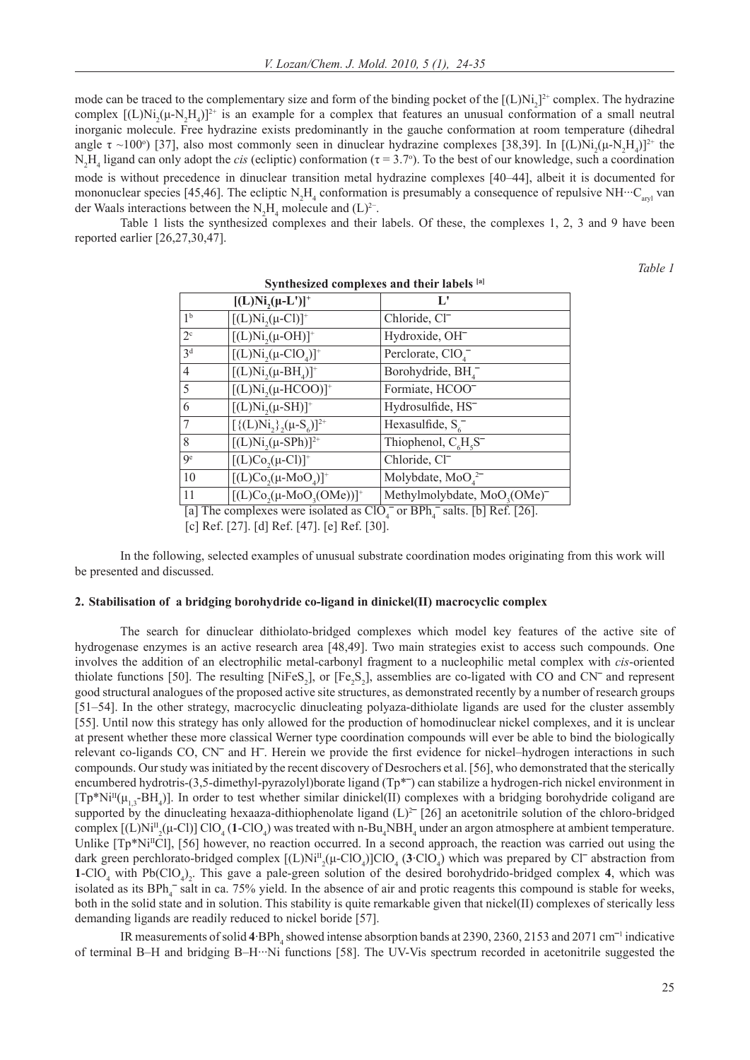mode can be traced to the complementary size and form of the binding pocket of the $[(L)Ni_2]^{2+}$ complex. The hydrazine complex $[(L)Ni_2(\mu\text{-}N_2H_4)]^{2+}$ is an example for a complex that features an unusual conformation of a small neutral inorganic molecule. Free hydrazine exists predominantly in the gauche conformation at room temperature (dihedral angle $\tau$ ~100°) [37], also most commonly seen in dinuclear hydrazine complexes [38,39]. In $[(L)Ni_2(\mu\text{-}N_2H_4)]^{2+}$ the $N_2H_4$ ligand can only adopt the *cis* (ecliptic) conformation ($\tau = 3.7°$). To the best of our knowledge, such a coordination mode is without precedence in dinuclear transition metal hydrazine complexes [40–44], albeit it is documented for mononuclear species [45,46]. The ecliptic $N_2H_4$ conformation is presumably a consequence of repulsive NH···$C_{aryl}$ van der Waals interactions between the $N_2H_4$ molecule and $(L)^{2-}$.

Table 1 lists the synthesized complexes and their labels. Of these, the complexes 1, 2, 3 and 9 have been reported earlier [26,27,30,47].

*Table 1*

**Synthesized complexes and their labels [a]**

| | $[(L)Ni_2(\mu\text{-}L')]^+$ | L' |
|---|---|---|
| 1[b] | $[(L)Ni_2(\mu\text{-}Cl)]^+$ | Chloride, $Cl^-$ |
| 2[c] | $[(L)Ni_2(\mu\text{-}OH)]^+$ | Hydroxide, $OH^-$ |
| 3[d] | $[(L)Ni_2(\mu\text{-}ClO_4)]^+$ | Perclorate, $ClO_4^-$ |
| 4 | $[(L)Ni_2(\mu\text{-}BH_4)]^+$ | Borohydride, $BH_4^-$ |
| 5 | $[(L)Ni_2(\mu\text{-}HCOO)]^+$ | Formiate, $HCOO^-$ |
| 6 | $[(L)Ni_2(\mu\text{-}SH)]^+$ | Hydrosulfide, $HS^-$ |
| 7 | $[\{(L)Ni_2\}_2(\mu\text{-}S_6)]^{2+}$ | Hexasulfide, $S_6^-$ |
| 8 | $[(L)Ni_2(\mu\text{-}SPh)]^{2+}$ | Thiophenol, $C_6H_5S^-$ |
| 9[e] | $[(L)Co_2(\mu\text{-}Cl)]^+$ | Chloride, $Cl^-$ |
| 10 | $[(L)Co_2(\mu\text{-}MoO_4)]^+$ | Molybdate, $MoO_4^{2-}$ |
| 11 | $[(L)Co_2(\mu\text{-}MoO_3(OMe))]^+$ | Methylmolybdate, $MoO_3(OMe)^-$ |

[a] The complexes were isolated as $ClO_4^-$ or $BPh_4^-$ salts. [b] Ref. [26]. [c] Ref. [27]. [d] Ref. [47]. [e] Ref. [30].

In the following, selected examples of unusual substrate coordination modes originating from this work will be presented and discussed.

## 2. Stabilisation of a bridging borohydride co-ligand in dinickel(II) macrocyclic complex

The search for dinuclear dithiolato-bridged complexes which model key features of the active site of hydrogenase enzymes is an active research area [48,49]. Two main strategies exist to access such compounds. One involves the addition of an electrophilic metal-carbonyl fragment to a nucleophilic metal complex with *cis*-oriented thiolate functions [50]. The resulting $[NiFeS_2]$, or $[Fe_2S_2]$, assemblies are co-ligated with CO and $CN^-$ and represent good structural analogues of the proposed active site structures, as demonstrated recently by a number of research groups [51–54]. In the other strategy, macrocyclic dinucleating polyaza-dithiolate ligands are used for the cluster assembly [55]. Until now this strategy has only allowed for the production of homodinuclear nickel complexes, and it is unclear at present whether these more classical Werner type coordination compounds will ever be able to bind the biologically relevant co-ligands CO, $CN^-$ and $H^-$. Herein we provide the first evidence for nickel–hydrogen interactions in such compounds. Our study was initiated by the recent discovery of Desrochers et al. [56], who demonstrated that the sterically encumbered hydrotris-(3,5-dimethyl-pyrazolyl)borate ligand ($Tp^{*-}$) can stabilize a hydrogen-rich nickel environment in $[Tp^*Ni^{II}(\mu_{1,3}\text{-}BH_4)]$. In order to test whether similar dinickel(II) complexes with a bridging borohydride coligand are supported by the dinucleating hexaaza-dithiophenolate ligand $(L)^{2-}$ [26] an acetonitrile solution of the chloro-bridged complex $[(L)Ni^{II}_2(\mu\text{-}Cl)]\,ClO_4$ (**1**-$ClO_4$) was treated with n-$Bu_4NBH_4$ under an argon atmosphere at ambient temperature. Unlike $[Tp^*Ni^{II}Cl]$, [56] however, no reaction occurred. In a second approach, the reaction was carried out using the dark green perchlorato-bridged complex $[(L)Ni^{II}_2(\mu\text{-}ClO_4)]ClO_4$ (**3**·$ClO_4$) which was prepared by $Cl^-$ abstraction from **1**-$ClO_4$ with $Pb(ClO_4)_2$. This gave a pale-green solution of the desired borohydrido-bridged complex **4**, which was isolated as its $BPh_4^-$ salt in ca. 75% yield. In the absence of air and protic reagents this compound is stable for weeks, both in the solid state and in solution. This stability is quite remarkable given that nickel(II) complexes of sterically less demanding ligands are readily reduced to nickel boride [57].

IR measurements of solid **4**·$BPh_4$ showed intense absorption bands at 2390, 2360, 2153 and 2071 $cm^{-1}$ indicative of terminal B–H and bridging B–H···Ni functions [58]. The UV-Vis spectrum recorded in acetonitrile suggested the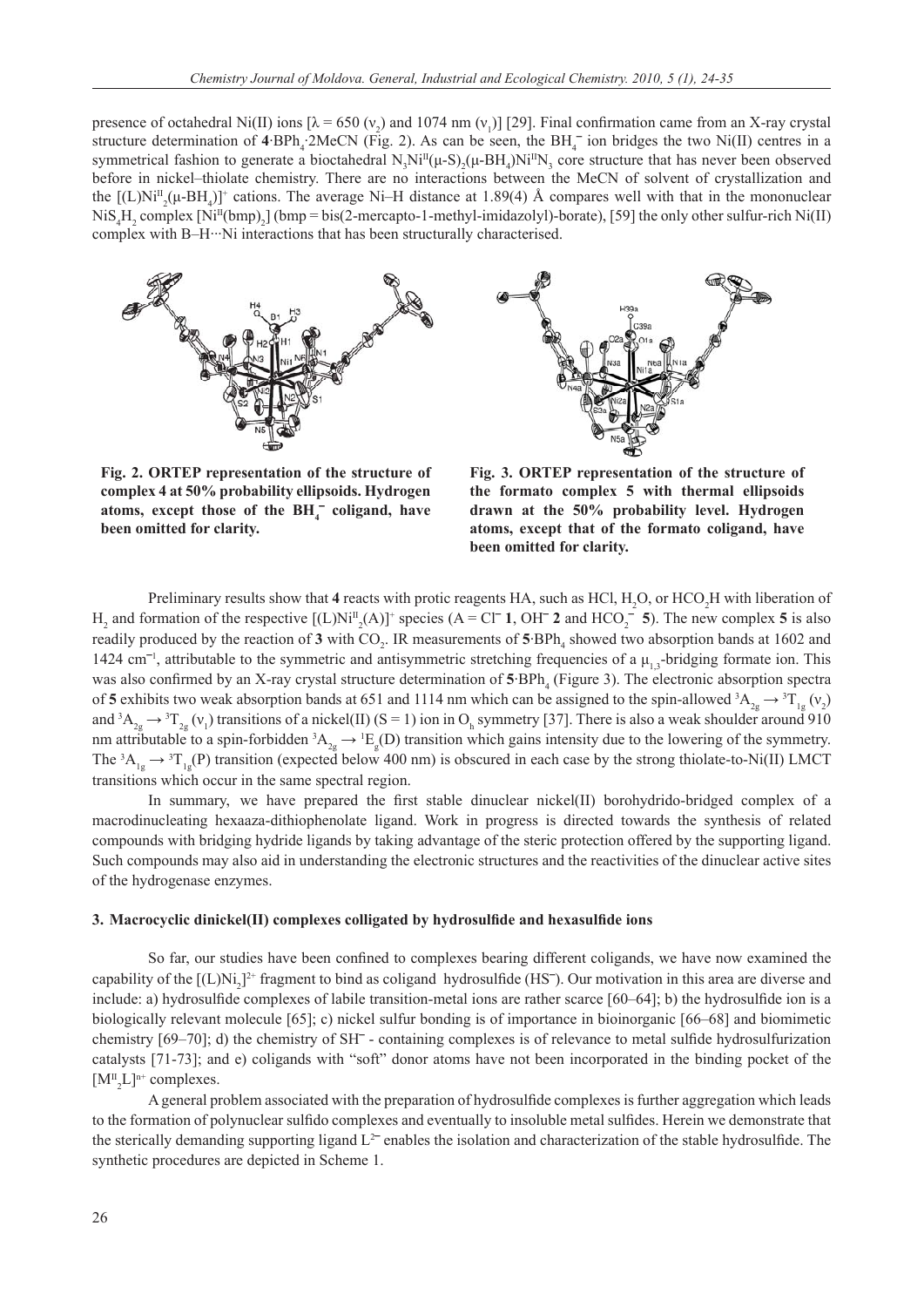presence of octahedral Ni(II) ions [$\lambda$ = 650 ($\nu_2$) and 1074 nm ($\nu_1$)] [29]. Final confirmation came from an X-ray crystal structure determination of **4**·$BPh_4$·2MeCN (Fig. 2). As can be seen, the $BH_4^-$ ion bridges the two Ni(II) centres in a symmetrical fashion to generate a bioctahedral $N_3Ni^{II}(\mu\text{-}S)_2(\mu\text{-}BH_4)Ni^{II}N_3$ core structure that has never been observed before in nickel–thiolate chemistry. There are no interactions between the MeCN of solvent of crystallization and the $[(L)Ni^{II}_2(\mu\text{-}BH_4)]^+$ cations. The average Ni–H distance at 1.89(4) Å compares well with that in the mononuclear $NiS_4H_2$ complex $[Ni^{II}(bmp)_2]$ (bmp = bis(2-mercapto-1-methyl-imidazolyl)-borate), [59] the only other sulfur-rich Ni(II) complex with B–H···Ni interactions that has been structurally characterised.

**Fig. 2. ORTEP representation of the structure of complex 4 at 50% probability ellipsoids. Hydrogen atoms, except those of the $BH_4^-$ coligand, have been omitted for clarity.**

**Fig. 3. ORTEP representation of the structure of the formato complex 5 with thermal ellipsoids drawn at the 50% probability level. Hydrogen atoms, except that of the formato coligand, have been omitted for clarity.**

Preliminary results show that **4** reacts with protic reagents HA, such as HCl, $H_2O$, or $HCO_2H$ with liberation of $H_2$ and formation of the respective $[(L)Ni^{II}_2(A)]^+$ species (A = $Cl^-$ **1**, $OH^-$ **2** and $HCO_2^-$ **5**). The new complex **5** is also readily produced by the reaction of **3** with $CO_2$. IR measurements of **5**·$BPh_4$ showed two absorption bands at 1602 and 1424 cm$^{-1}$, attributable to the symmetric and antisymmetric stretching frequencies of a $\mu_{1,3}$-bridging formate ion. This was also confirmed by an X-ray crystal structure determination of **5**·$BPh_4$ (Figure 3). The electronic absorption spectra of **5** exhibits two weak absorption bands at 651 and 1114 nm which can be assigned to the spin-allowed $^3A_{2g} \rightarrow {}^3T_{1g}$ ($\nu_2$) and $^3A_{2g} \rightarrow {}^3T_{2g}$ ($\nu_1$) transitions of a nickel(II) (S = 1) ion in $O_h$ symmetry [37]. There is also a weak shoulder around 910 nm attributable to a spin-forbidden $^3A_{2g} \rightarrow {}^1E_g$(D) transition which gains intensity due to the lowering of the symmetry. The $^3A_{1g} \rightarrow {}^3T_{1g}$(P) transition (expected below 400 nm) is obscured in each case by the strong thiolate-to-Ni(II) LMCT transitions which occur in the same spectral region.

In summary, we have prepared the first stable dinuclear nickel(II) borohydrido-bridged complex of a macrodinucleating hexaaza-dithiophenolate ligand. Work in progress is directed towards the synthesis of related compounds with bridging hydride ligands by taking advantage of the steric protection offered by the supporting ligand. Such compounds may also aid in understanding the electronic structures and the reactivities of the dinuclear active sites of the hydrogenase enzymes.

## 3. Macrocyclic dinickel(II) complexes colligated by hydrosulfide and hexasulfide ions

So far, our studies have been confined to complexes bearing different coligands, we have now examined the capability of the $[(L)Ni_2]^{2+}$ fragment to bind as coligand hydrosulfide ($HS^-$). Our motivation in this area are diverse and include: a) hydrosulfide complexes of labile transition-metal ions are rather scarce [60–64]; b) the hydrosulfide ion is a biologically relevant molecule [65]; c) nickel sulfur bonding is of importance in bioinorganic [66–68] and biomimetic chemistry [69–70]; d) the chemistry of $SH^-$ - containing complexes is of relevance to metal sulfide hydrosulfurization catalysts [71-73]; and e) coligands with "soft" donor atoms have not been incorporated in the binding pocket of the $[M^{II}_2L]^{n+}$ complexes.

A general problem associated with the preparation of hydrosulfide complexes is further aggregation which leads to the formation of polynuclear sulfido complexes and eventually to insoluble metal sulfides. Herein we demonstrate that the sterically demanding supporting ligand $L^{2-}$ enables the isolation and characterization of the stable hydrosulfide. The synthetic procedures are depicted in Scheme 1.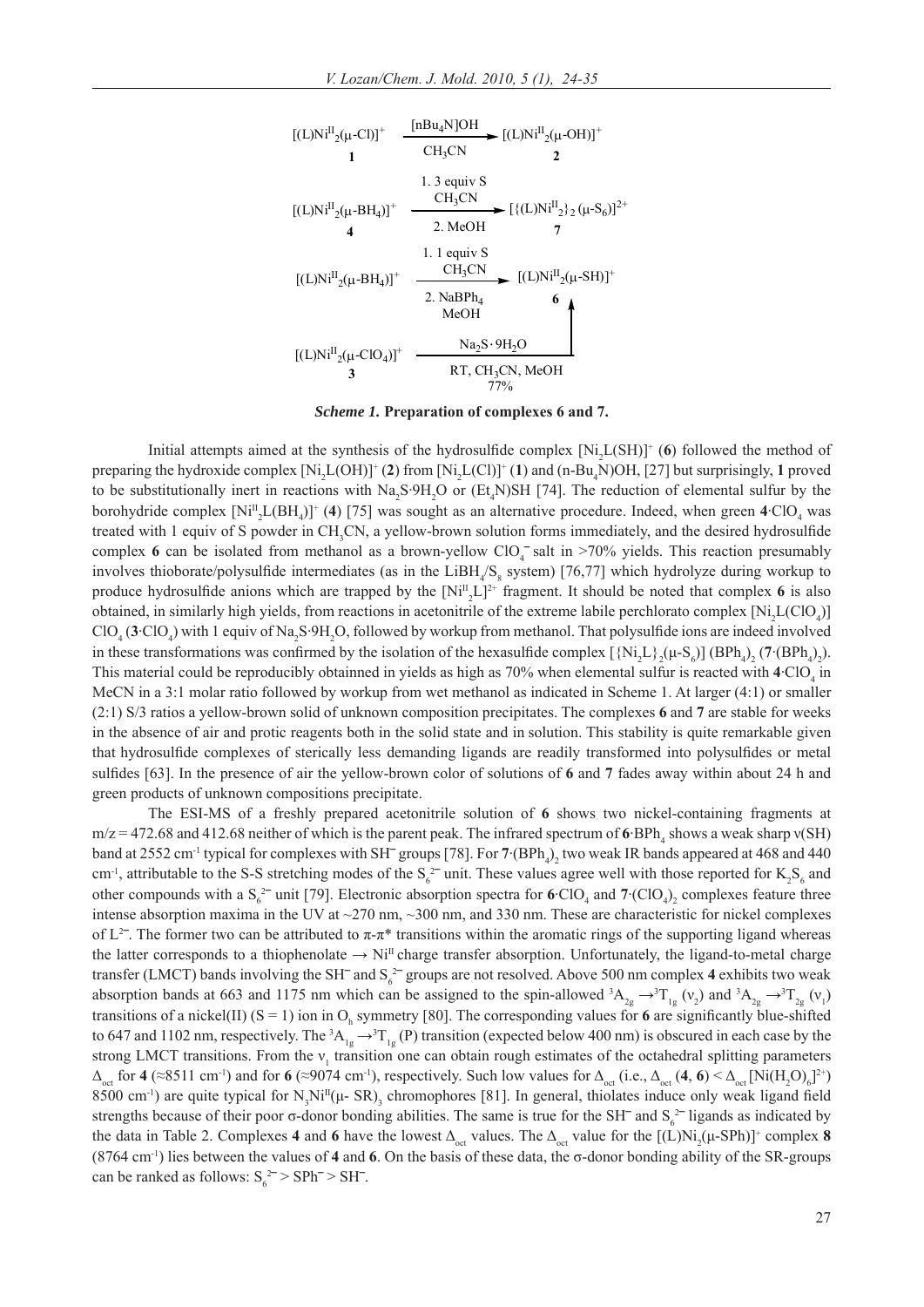$$[(L)Ni^{II}_2(\mu\text{-}Cl)]^+ \ (\mathbf{1}) \xrightarrow[CH_3CN]{[nBu_4N]OH} [(L)Ni^{II}_2(\mu\text{-}OH)]^+ \ (\mathbf{2})$$

$$[(L)Ni^{II}_2(\mu\text{-}BH_4)]^+ \ (\mathbf{4}) \xrightarrow[\text{2. MeOH}]{\text{1. 3 equiv S, } CH_3CN} [\{(L)Ni^{II}_2\}_2(\mu\text{-}S_6)]^{2+} \ (\mathbf{7})$$

$$[(L)Ni^{II}_2(\mu\text{-}BH_4)]^+ \ (\mathbf{4}) \xrightarrow[\text{2. } NaBPh_4 \text{, MeOH}]{\text{1. 1 equiv S, } CH_3CN} [(L)Ni^{II}_2(\mu\text{-}SH)]^+ \ (\mathbf{6})$$

$$[(L)Ni^{II}_2(\mu\text{-}ClO_4)]^+ \ (\mathbf{3}) \xrightarrow[\text{RT, } CH_3CN\text{, MeOH, 77\%}]{Na_2S\cdot 9H_2O} [(L)Ni^{II}_2(\mu\text{-}SH)]^+ \ (\mathbf{6})$$

***Scheme 1.* Preparation of complexes 6 and 7.**

Initial attempts aimed at the synthesis of the hydrosulfide complex $[Ni_2L(SH)]^+$ (**6**) followed the method of preparing the hydroxide complex $[Ni_2L(OH)]^+$ (**2**) from $[Ni_2L(Cl)]^+$ (**1**) and (n-$Bu_4$N)OH, [27] but surprisingly, **1** proved to be substitutionally inert in reactions with $Na_2S{\cdot}9H_2O$ or $(Et_4N)SH$ [74]. The reduction of elemental sulfur by the borohydride complex $[Ni^{II}_2L(BH_4)]^+$ (**4**) [75] was sought as an alternative procedure. Indeed, when green **4**·$ClO_4$ was treated with 1 equiv of S powder in $CH_3CN$, a yellow-brown solution forms immediately, and the desired hydrosulfide complex **6** can be isolated from methanol as a brown-yellow $ClO_4^-$ salt in >70% yields. This reaction presumably involves thioborate/polysulfide intermediates (as in the $LiBH_4/S_8$ system) [76,77] which hydrolyze during workup to produce hydrosulfide anions which are trapped by the $[Ni^{II}_2L]^{2+}$ fragment. It should be noted that complex **6** is also obtained, in similarly high yields, from reactions in acetonitrile of the extreme labile perchlorato complex $[Ni_2L(ClO_4)]ClO_4$ (**3**·$ClO_4$) with 1 equiv of $Na_2S{\cdot}9H_2O$, followed by workup from methanol. That polysulfide ions are indeed involved in these transformations was confirmed by the isolation of the hexasulfide complex $[\{Ni_2L\}_2(\mu\text{-}S_6)](BPh_4)_2$ (**7**·$(BPh_4)_2$). This material could be reproducibly obtainned in yields as high as 70% when elemental sulfur is reacted with **4**·$ClO_4$ in MeCN in a 3:1 molar ratio followed by workup from wet methanol as indicated in Scheme 1. At larger (4:1) or smaller (2:1) S/3 ratios a yellow-brown solid of unknown composition precipitates. The complexes **6** and **7** are stable for weeks in the absence of air and protic reagents both in the solid state and in solution. This stability is quite remarkable given that hydrosulfide complexes of sterically less demanding ligands are readily transformed into polysulfides or metal sulfides [63]. In the presence of air the yellow-brown color of solutions of **6** and **7** fades away within about 24 h and green products of unknown compositions precipitate.

The ESI-MS of a freshly prepared acetonitrile solution of **6** shows two nickel-containing fragments at m/z = 472.68 and 412.68 neither of which is the parent peak. The infrared spectrum of **6**·$BPh_4$ shows a weak sharp ν(SH) band at 2552 $cm^{-1}$ typical for complexes with $SH^-$ groups [78]. For **7**·$(BPh_4)_2$ two weak IR bands appeared at 468 and 440 $cm^{-1}$, attributable to the S-S stretching modes of the $S_6^{2-}$ unit. These values agree well with those reported for $K_2S_6$ and other compounds with a $S_6^{2-}$ unit [79]. Electronic absorption spectra for **6**·$ClO_4$ and **7**·$(ClO_4)_2$ complexes feature three intense absorption maxima in the UV at ~270 nm, ~300 nm, and 330 nm. These are characteristic for nickel complexes of $L^{2-}$. The former two can be attributed to π-π* transitions within the aromatic rings of the supporting ligand whereas the latter corresponds to a thiophenolate → $Ni^{II}$ charge transfer absorption. Unfortunately, the ligand-to-metal charge transfer (LMCT) bands involving the $SH^-$ and $S_6^{2-}$ groups are not resolved. Above 500 nm complex **4** exhibits two weak absorption bands at 663 and 1175 nm which can be assigned to the spin-allowed ${}^3A_{2g} \rightarrow {}^3T_{1g}$ ($\nu_2$) and ${}^3A_{2g} \rightarrow {}^3T_{2g}$ ($\nu_1$) transitions of a nickel(II) (S = 1) ion in $O_h$ symmetry [80]. The corresponding values for **6** are significantly blue-shifted to 647 and 1102 nm, respectively. The ${}^3A_{1g} \rightarrow {}^3T_{1g}$ (P) transition (expected below 400 nm) is obscured in each case by the strong LMCT transitions. From the $\nu_1$ transition one can obtain rough estimates of the octahedral splitting parameters $\Delta_{oct}$ for **4** (≈8511 $cm^{-1}$) and for **6** (≈9074 $cm^{-1}$), respectively. Such low values for $\Delta_{oct}$ (i.e., $\Delta_{oct}$ (**4**, **6**) < $\Delta_{oct}$ $[Ni(H_2O)_6]^{2+}$) 8500 $cm^{-1}$) are quite typical for $N_3Ni^{II}(\mu\text{-}SR)_3$ chromophores [81]. In general, thiolates induce only weak ligand field strengths because of their poor σ-donor bonding abilities. The same is true for the $SH^-$ and $S_6^{2-}$ ligands as indicated by the data in Table 2. Complexes **4** and **6** have the lowest $\Delta_{oct}$ values. The $\Delta_{oct}$ value for the $[(L)Ni_2(\mu\text{-}SPh)]^+$ complex **8** (8764 $cm^{-1}$) lies between the values of **4** and **6**. On the basis of these data, the σ-donor bonding ability of the SR-groups can be ranked as follows: $S_6^{2-} > SPh^- > SH^-$.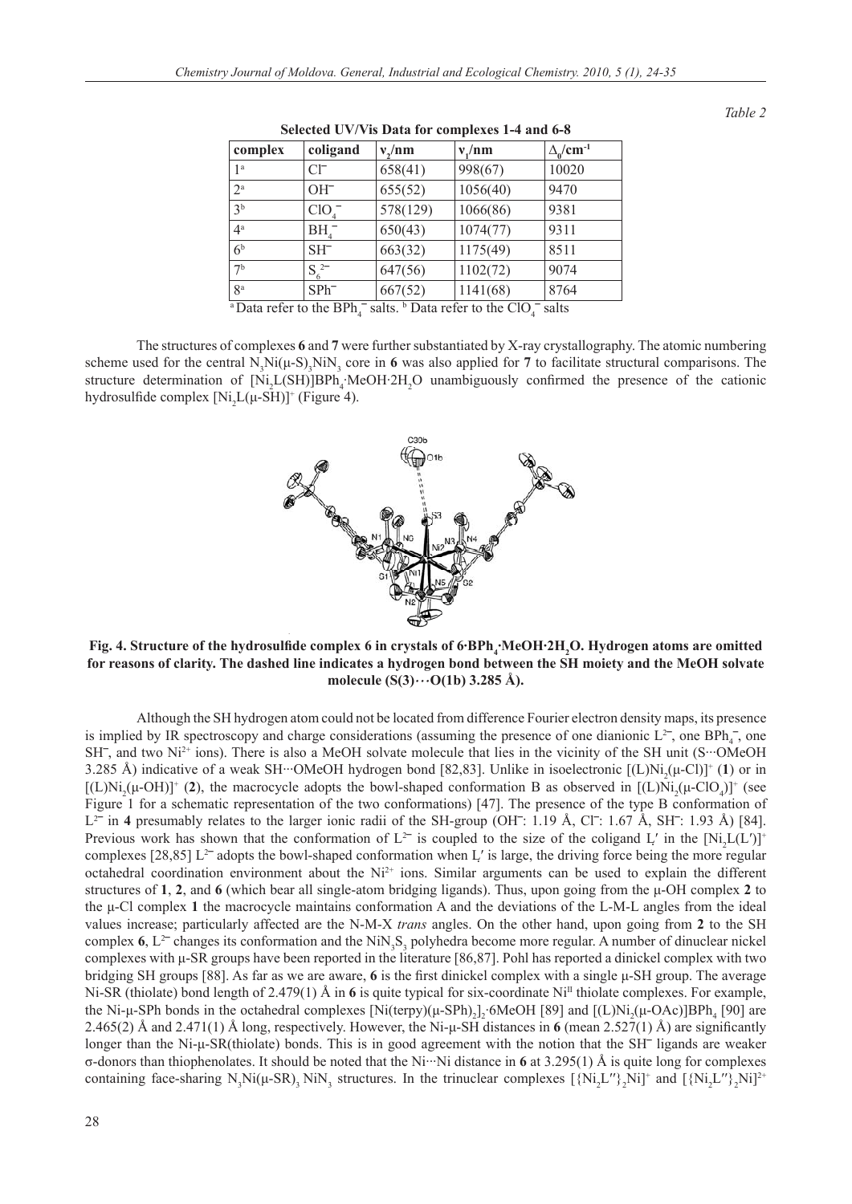*Table 2*

**Selected UV/Vis Data for complexes 1-4 and 6-8**

| complex | coligand | $\nu_2$/nm | $\nu_1$/nm | $\Delta_0$/cm$^{-1}$ |
|---|---|---|---|---|
| 1[a] | $Cl^-$ | 658(41) | 998(67) | 10020 |
| 2[a] | $OH^-$ | 655(52) | 1056(40) | 9470 |
| 3[b] | $ClO_4^-$ | 578(129) | 1066(86) | 9381 |
| 4[a] | $BH_4^-$ | 650(43) | 1074(77) | 9311 |
| 6[b] | $SH^-$ | 663(32) | 1175(49) | 8511 |
| 7[b] | $S_6^{2-}$ | 647(56) | 1102(72) | 9074 |
| 8[a] | $SPh^-$ | 667(52) | 1141(68) | 8764 |

[a] Data refer to the $BPh_4^-$ salts. [b] Data refer to the $ClO_4^-$ salts

The structures of complexes **6** and **7** were further substantiated by X-ray crystallography. The atomic numbering scheme used for the central $N_3Ni(\mu\text{-}S)_3NiN_3$ core in **6** was also applied for **7** to facilitate structural comparisons. The structure determination of $[Ni_2L(SH)]BPh_4{\cdot}MeOH{\cdot}2H_2O$ unambiguously confirmed the presence of the cationic hydrosulfide complex $[Ni_2L(\mu\text{-}SH)]^+$ (Figure 4).

**Fig. 4. Structure of the hydrosulfide complex 6 in crystals of 6·BPh$_4$·MeOH·2H$_2$O. Hydrogen atoms are omitted for reasons of clarity. The dashed line indicates a hydrogen bond between the SH moiety and the MeOH solvate molecule (S(3)···O(1b) 3.285 Å).**

Although the SH hydrogen atom could not be located from difference Fourier electron density maps, its presence is implied by IR spectroscopy and charge considerations (assuming the presence of one dianionic $L^{2-}$, one $BPh_4^-$, one $SH^-$, and two $Ni^{2+}$ ions). There is also a MeOH solvate molecule that lies in the vicinity of the SH unit (S···OMeOH 3.285 Å) indicative of a weak SH···OMeOH hydrogen bond [82,83]. Unlike in isoelectronic $[(L)Ni_2(\mu\text{-}Cl)]^+$ (**1**) or in $[(L)Ni_2(\mu\text{-}OH)]^+$ (**2**), the macrocycle adopts the bowl-shaped conformation B as observed in $[(L)Ni_2(\mu\text{-}ClO_4)]^+$ (see Figure 1 for a schematic representation of the two conformations) [47]. The presence of the type B conformation of $L^{2-}$ in **4** presumably relates to the larger ionic radii of the SH-group ($OH^-$: 1.19 Å, $Cl^-$: 1.67 Å, $SH^-$: 1.93 Å) [84]. Previous work has shown that the conformation of $L^{2-}$ is coupled to the size of the coligand L′ in the $[Ni_2L(L')]^+$ complexes [28,85] $L^{2-}$ adopts the bowl-shaped conformation when L′ is large, the driving force being the more regular octahedral coordination environment about the $Ni^{2+}$ ions. Similar arguments can be used to explain the different structures of **1**, **2**, and **6** (which bear all single-atom bridging ligands). Thus, upon going from the μ-OH complex **2** to the μ-Cl complex **1** the macrocycle maintains conformation A and the deviations of the L-M-L angles from the ideal values increase; particularly affected are the N-M-X *trans* angles. On the other hand, upon going from **2** to the SH complex **6**, $L^{2-}$ changes its conformation and the $NiN_3S_3$ polyhedra become more regular. A number of dinuclear nickel complexes with μ-SR groups have been reported in the literature [86,87]. Pohl has reported a dinickel complex with two bridging SH groups [88]. As far as we are aware, **6** is the first dinickel complex with a single μ-SH group. The average Ni-SR (thiolate) bond length of 2.479(1) Å in **6** is quite typical for six-coordinate Ni$^{II}$ thiolate complexes. For example, the Ni-μ-SPh bonds in the octahedral complexes $[Ni(terpy)(\mu\text{-}SPh)_2]_2{\cdot}6MeOH$ [89] and $[(L)Ni_2(\mu\text{-}OAc)]BPh_4$ [90] are 2.465(2) Å and 2.471(1) Å long, respectively. However, the Ni-μ-SH distances in **6** (mean 2.527(1) Å) are significantly longer than the Ni-μ-SR(thiolate) bonds. This is in good agreement with the notion that the $SH^-$ ligands are weaker σ-donors than thiophenolates. It should be noted that the Ni···Ni distance in **6** at 3.295(1) Å is quite long for complexes containing face-sharing $N_3Ni(\mu\text{-}SR)_3NiN_3$ structures. In the trinuclear complexes $[\{Ni_2L''\}_2Ni]^+$ and $[\{Ni_2L''\}_2Ni]^{2+}$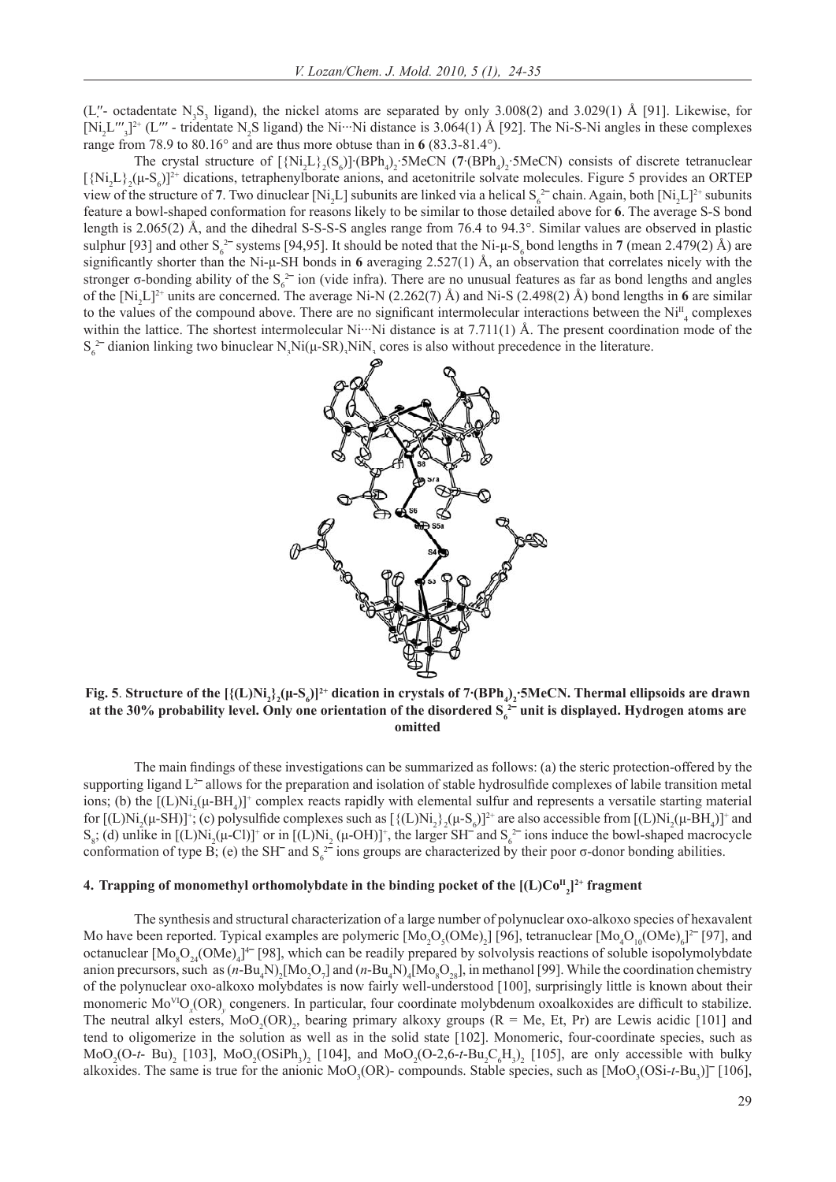(L″- octadentate $N_3S_3$ ligand), the nickel atoms are separated by only 3.008(2) and 3.029(1) Å [91]. Likewise, for $[Ni_2L'''_3]^{2+}$ (L‴ - tridentate $N_2S$ ligand) the Ni···Ni distance is 3.064(1) Å [92]. The Ni-S-Ni angles in these complexes range from 78.9 to 80.16° and are thus more obtuse than in **6** (83.3-81.4°).

The crystal structure of $[\{Ni_2L\}_2(S_6)]\cdot(BPh_4)_2\cdot5MeCN$ (**7**$\cdot(BPh_4)_2\cdot5MeCN$) consists of discrete tetranuclear $[\{Ni_2L\}_2(\mu\text{-}S_6)]^{2+}$ dications, tetraphenylborate anions, and acetonitrile solvate molecules. Figure 5 provides an ORTEP view of the structure of **7**. Two dinuclear $[Ni_2L]$ subunits are linked via a helical $S_6^{2-}$ chain. Again, both $[Ni_2L]^{2+}$ subunits feature a bowl-shaped conformation for reasons likely to be similar to those detailed above for **6**. The average S-S bond length is 2.065(2) Å, and the dihedral S-S-S-S angles range from 76.4 to 94.3°. Similar values are observed in plastic sulphur [93] and other $S_6^{2-}$ systems [94,95]. It should be noted that the Ni-μ-$S_6$ bond lengths in **7** (mean 2.479(2) Å) are significantly shorter than the Ni-μ-SH bonds in **6** averaging 2.527(1) Å, an observation that correlates nicely with the stronger σ-bonding ability of the $S_6^{2-}$ ion (vide infra). There are no unusual features as far as bond lengths and angles of the $[Ni_2L]^{2+}$ units are concerned. The average Ni-N (2.262(7) Å) and Ni-S (2.498(2) Å) bond lengths in **6** are similar to the values of the compound above. There are no significant intermolecular interactions between the $Ni^{II}_4$ complexes within the lattice. The shortest intermolecular Ni···Ni distance is at 7.711(1) Å. The present coordination mode of the $S_6^{2-}$ dianion linking two binuclear $N_3Ni(\mu\text{-}SR)_3NiN_3$ cores is also without precedence in the literature.

**Fig. 5**. **Structure of the $[\{(L)Ni_2\}_2(\mu\text{-}S_6)]^{2+}$ dication in crystals of 7$\cdot(BPh_4)_2\cdot$5MeCN. Thermal ellipsoids are drawn at the 30% probability level. Only one orientation of the disordered $S_6^{2-}$ unit is displayed. Hydrogen atoms are omitted**

The main findings of these investigations can be summarized as follows: (a) the steric protection-offered by the supporting ligand $L^{2-}$ allows for the preparation and isolation of stable hydrosulfide complexes of labile transition metal ions; (b) the $[(L)Ni_2(\mu\text{-}BH_4)]^+$ complex reacts rapidly with elemental sulfur and represents a versatile starting material for $[(L)Ni_2(\mu\text{-}SH)]^+$; (c) polysulfide complexes such as $[\{(L)Ni_2\}_2(\mu\text{-}S_6)]^{2+}$ are also accessible from $[(L)Ni_2(\mu\text{-}BH_4)]^+$ and $S_8$; (d) unlike in $[(L)Ni_2(\mu\text{-}Cl)]^+$ or in $[(L)Ni_2(\mu\text{-}OH)]^+$, the larger $SH^-$ and $S_6^{2-}$ ions induce the bowl-shaped macrocycle conformation of type B; (e) the $SH^-$ and $S_6^{2-}$ ions groups are characterized by their poor σ-donor bonding abilities.

## 4. Trapping of monomethyl orthomolybdate in the binding pocket of the $[(L)Co^{II}_2]^{2+}$ fragment

The synthesis and structural characterization of a large number of polynuclear oxo-alkoxo species of hexavalent Mo have been reported. Typical examples are polymeric $[Mo_2O_5(OMe)_2]$ [96], tetranuclear $[Mo_4O_{10}(OMe)_6]^{2-}$ [97], and octanuclear $[Mo_8O_{24}(OMe)_4]^{4-}$ [98], which can be readily prepared by solvolysis reactions of soluble isopolymolybdate anion precursors, such as $(n\text{-}Bu_4N)_2[Mo_2O_7]$ and $(n\text{-}Bu_4N)_4[Mo_8O_{28}]$, in methanol [99]. While the coordination chemistry of the polynuclear oxo-alkoxo molybdates is now fairly well-understood [100], surprisingly little is known about their monomeric $Mo^{VI}O_x(OR)_y$ congeners. In particular, four coordinate molybdenum oxoalkoxides are difficult to stabilize. The neutral alkyl esters, $MoO_2(OR)_2$, bearing primary alkoxy groups (R = Me, Et, Pr) are Lewis acidic [101] and tend to oligomerize in the solution as well as in the solid state [102]. Monomeric, four-coordinate species, such as $MoO_2(O\text{-}t\text{-}Bu)_2$ [103], $MoO_2(OSiPh_3)_2$ [104], and $MoO_2(O\text{-}2,6\text{-}t\text{-}Bu_2C_6H_3)_2$ [105], are only accessible with bulky alkoxides. The same is true for the anionic $MoO_3(OR)^-$ compounds. Stable species, such as $[MoO_3(OSi\text{-}t\text{-}Bu_3)]^-$ [106],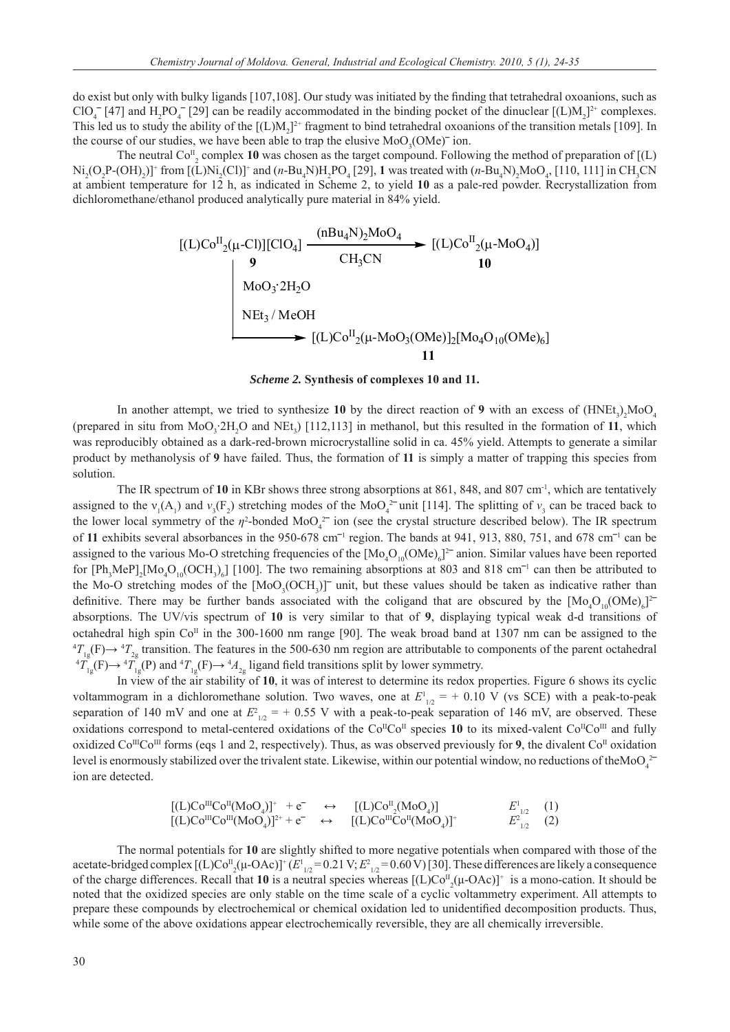do exist but only with bulky ligands [107,108]. Our study was initiated by the finding that tetrahedral oxoanions, such as $ClO_4^-$ [47] and $H_2PO_4^-$ [29] can be readily accommodated in the binding pocket of the dinuclear $[(L)M_2]^{2+}$ complexes. This led us to study the ability of the $[(L)M_2]^{2+}$ fragment to bind tetrahedral oxoanions of the transition metals [109]. In the course of our studies, we have been able to trap the elusive $MoO_3(OMe)^-$ ion.

The neutral $Co^{II}_2$ complex **10** was chosen as the target compound. Following the method of preparation of $[(L)Ni_2(O_2P\text{-}(OH)_2)]^+$ from $[(L)Ni_2(Cl)]^+$ and $(n\text{-}Bu_4N)H_2PO_4$ [29], **1** was treated with $(n\text{-}Bu_4N)_2MoO_4$, [110, 111] in $CH_3CN$ at ambient temperature for 12 h, as indicated in Scheme 2, to yield **10** as a pale-red powder. Recrystallization from dichloromethane/ethanol produced analytically pure material in 84% yield.

$$[(L)Co^{II}_2(\mu\text{-}Cl)][ClO_4]\ (\mathbf{9}) \xrightarrow[CH_3CN]{(nBu_4N)_2MoO_4} [(L)Co^{II}_2(\mu\text{-}MoO_4)]\ (\mathbf{10})$$

$$[(L)Co^{II}_2(\mu\text{-}Cl)][ClO_4]\ (\mathbf{9}) \xrightarrow[NEt_3\ /\ MeOH]{MoO_3\cdot 2H_2O} [(L)Co^{II}_2(\mu\text{-}MoO_3(OMe)]_2[Mo_4O_{10}(OMe)_6]\ (\mathbf{11})$$

***Scheme 2.*** **Synthesis of complexes 10 and 11.**

In another attempt, we tried to synthesize **10** by the direct reaction of **9** with an excess of $(HNEt_3)_2MoO_4$ (prepared in situ from $MoO_3\cdot 2H_2O$ and $NEt_3$) [112,113] in methanol, but this resulted in the formation of **11**, which was reproducibly obtained as a dark-red-brown microcrystalline solid in ca. 45% yield. Attempts to generate a similar product by methanolysis of **9** have failed. Thus, the formation of **11** is simply a matter of trapping this species from solution.

The IR spectrum of **10** in KBr shows three strong absorptions at 861, 848, and 807 $cm^{-1}$, which are tentatively assigned to the $\nu_1(A_1)$ and $\nu_3(F_2)$ stretching modes of the $MoO_4^{2-}$ unit [114]. The splitting of $\nu_3$ can be traced back to the lower local symmetry of the $\eta^2$-bonded $MoO_4^{2-}$ ion (see the crystal structure described below). The IR spectrum of **11** exhibits several absorbances in the 950-678 $cm^{-1}$ region. The bands at 941, 913, 880, 751, and 678 $cm^{-1}$ can be assigned to the various Mo-O stretching frequencies of the $[Mo_4O_{10}(OMe)_6]^{2-}$ anion. Similar values have been reported for $[Ph_3MeP]_2[Mo_4O_{10}(OCH_3)_6]$ [100]. The two remaining absorptions at 803 and 818 $cm^{-1}$ can then be attributed to the Mo-O stretching modes of the $[MoO_3(OCH_3)]^-$ unit, but these values should be taken as indicative rather than definitive. There may be further bands associated with the coligand that are obscured by the $[Mo_4O_{10}(OMe)_6]^{2-}$ absorptions. The UV/vis spectrum of **10** is very similar to that of **9**, displaying typical weak d-d transitions of octahedral high spin $Co^{II}$ in the 300-1600 nm range [90]. The weak broad band at 1307 nm can be assigned to the $^4T_{1g}(F)\rightarrow {}^4T_{2g}$ transition. The features in the 500-630 nm region are attributable to components of the parent octahedral $^4T_{1g}(F)\rightarrow {}^4T_{1g}(P)$ and $^4T_{1g}(F)\rightarrow {}^4A_{2g}$ ligand field transitions split by lower symmetry.

In view of the air stability of **10**, it was of interest to determine its redox properties. Figure 6 shows its cyclic voltammogram in a dichloromethane solution. Two waves, one at $E^1_{1/2} = +\ 0.10$ V (vs SCE) with a peak-to-peak separation of 140 mV and one at $E^2_{1/2} = +\ 0.55$ V with a peak-to-peak separation of 146 mV, are observed. These oxidations correspond to metal-centered oxidations of the $Co^{II}Co^{II}$ species **10** to its mixed-valent $Co^{II}Co^{III}$ and fully oxidized $Co^{III}Co^{III}$ forms (eqs 1 and 2, respectively). Thus, as was observed previously for **9**, the divalent $Co^{II}$ oxidation level is enormously stabilized over the trivalent state. Likewise, within our potential window, no reductions of the $MoO_4^{2-}$ ion are detected.

$$[(L)Co^{III}Co^{II}(MoO_4)]^+ + e^- \leftrightarrow [(L)Co^{II}_2(MoO_4)] \qquad E^1_{1/2} \quad (1)$$

$$[(L)Co^{III}Co^{III}(MoO_4)]^{2+} + e^- \leftrightarrow [(L)Co^{III}Co^{II}(MoO_4)]^+ \qquad E^2_{1/2} \quad (2)$$

The normal potentials for **10** are slightly shifted to more negative potentials when compared with those of the acetate-bridged complex $[(L)Co^{II}_2(\mu\text{-}OAc)]^+$ ($E^1_{1/2} = 0.21$ V; $E^2_{1/2} = 0.60$ V) [30]. These differences are likely a consequence of the charge differences. Recall that **10** is a neutral species whereas $[(L)Co^{II}_2(\mu\text{-}OAc)]^+$ is a mono-cation. It should be noted that the oxidized species are only stable on the time scale of a cyclic voltammetry experiment. All attempts to prepare these compounds by electrochemical or chemical oxidation led to unidentified decomposition products. Thus, while some of the above oxidations appear electrochemically reversible, they are all chemically irreversible.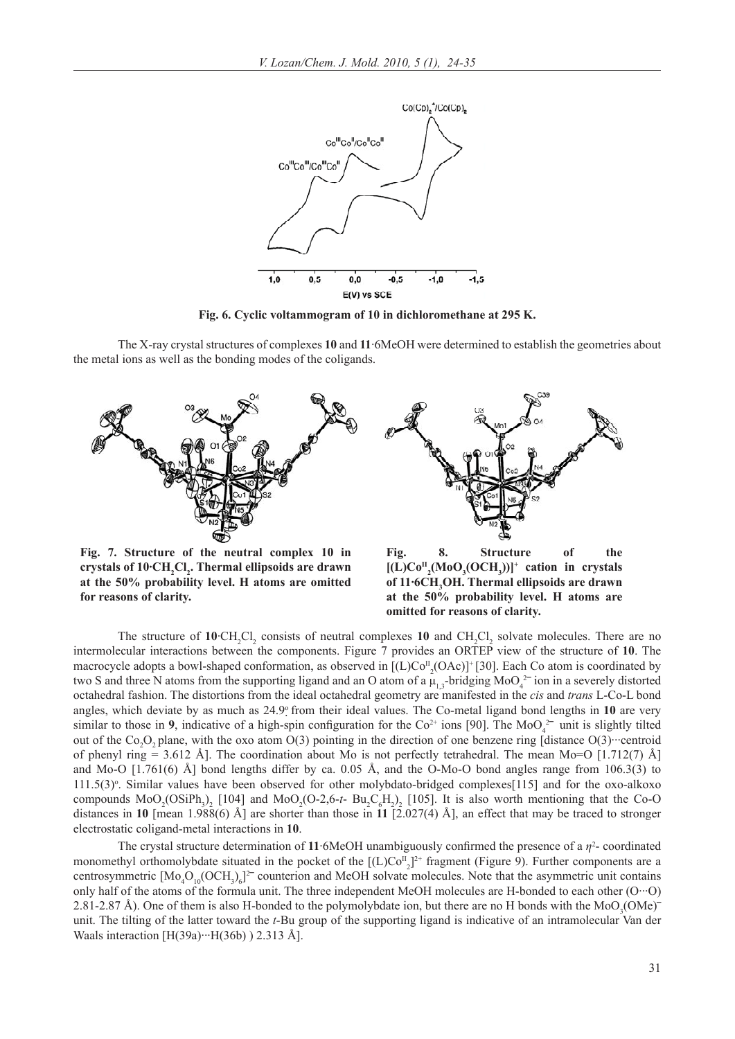**Fig. 6. Cyclic voltammogram of 10 in dichloromethane at 295 K.**

The X-ray crystal structures of complexes **10** and **11**·6MeOH were determined to establish the geometries about the metal ions as well as the bonding modes of the coligands.

**Fig. 7. Structure of the neutral complex 10 in crystals of 10·$CH_2Cl_2$. Thermal ellipsoids are drawn at the 50% probability level. H atoms are omitted for reasons of clarity.**

**Fig. 8. Structure of the $[(L)Co^{II}_2(MoO_3(OCH_3))]^+$ cation in crystals of 11·6$CH_3$OH. Thermal ellipsoids are drawn at the 50% probability level. H atoms are omitted for reasons of clarity.**

The structure of **10**·$CH_2Cl_2$ consists of neutral complexes **10** and $CH_2Cl_2$ solvate molecules. There are no intermolecular interactions between the components. Figure 7 provides an ORTEP view of the structure of **10**. The macrocycle adopts a bowl-shaped conformation, as observed in $[(L)Co^{II}_2(OAc)]^+$ [30]. Each Co atom is coordinated by two S and three N atoms from the supporting ligand and an O atom of a $\mu_{1,3}$-bridging $MoO_4^{2-}$ ion in a severely distorted octahedral fashion. The distortions from the ideal octahedral geometry are manifested in the *cis* and *trans* L-Co-L bond angles, which deviate by as much as 24.9º from their ideal values. The Co-metal ligand bond lengths in **10** are very similar to those in **9**, indicative of a high-spin configuration for the $Co^{2+}$ ions [90]. The $MoO_4^{2-}$ unit is slightly tilted out of the $Co_2O_2$ plane, with the oxo atom O(3) pointing in the direction of one benzene ring [distance O(3)···centroid of phenyl ring = 3.612 Å]. The coordination about Mo is not perfectly tetrahedral. The mean Mo=O [1.712(7) Å] and Mo-O [1.761(6) Å] bond lengths differ by ca. 0.05 Å, and the O-Mo-O bond angles range from 106.3(3) to 111.5(3)º. Similar values have been observed for other molybdato-bridged complexes[115] and for the oxo-alkoxo compounds $MoO_2(OSiPh_3)_2$ [104] and $MoO_2$(O-2,6-*t*- $Bu_2C_6H_2)_2$ [105]. It is also worth mentioning that the Co-O distances in **10** [mean 1.988(6) Å] are shorter than those in **11** [2.027(4) Å], an effect that may be traced to stronger electrostatic coligand-metal interactions in **10**.

The crystal structure determination of **11**·6MeOH unambiguously confirmed the presence of a $\eta^2$- coordinated monomethyl orthomolybdate situated in the pocket of the $[(L)Co^{II}_2]^{2+}$ fragment (Figure 9). Further components are a centrosymmetric $[Mo_4O_{10}(OCH_3)_6]^{2-}$ counterion and MeOH solvate molecules. Note that the asymmetric unit contains only half of the atoms of the formula unit. The three independent MeOH molecules are H-bonded to each other (O···O) 2.81-2.87 Å). One of them is also H-bonded to the polymolybdate ion, but there are no H bonds with the $MoO_3(OMe)^-$ unit. The tilting of the latter toward the *t*-Bu group of the supporting ligand is indicative of an intramolecular Van der Waals interaction [H(39a)···H(36b) ) 2.313 Å].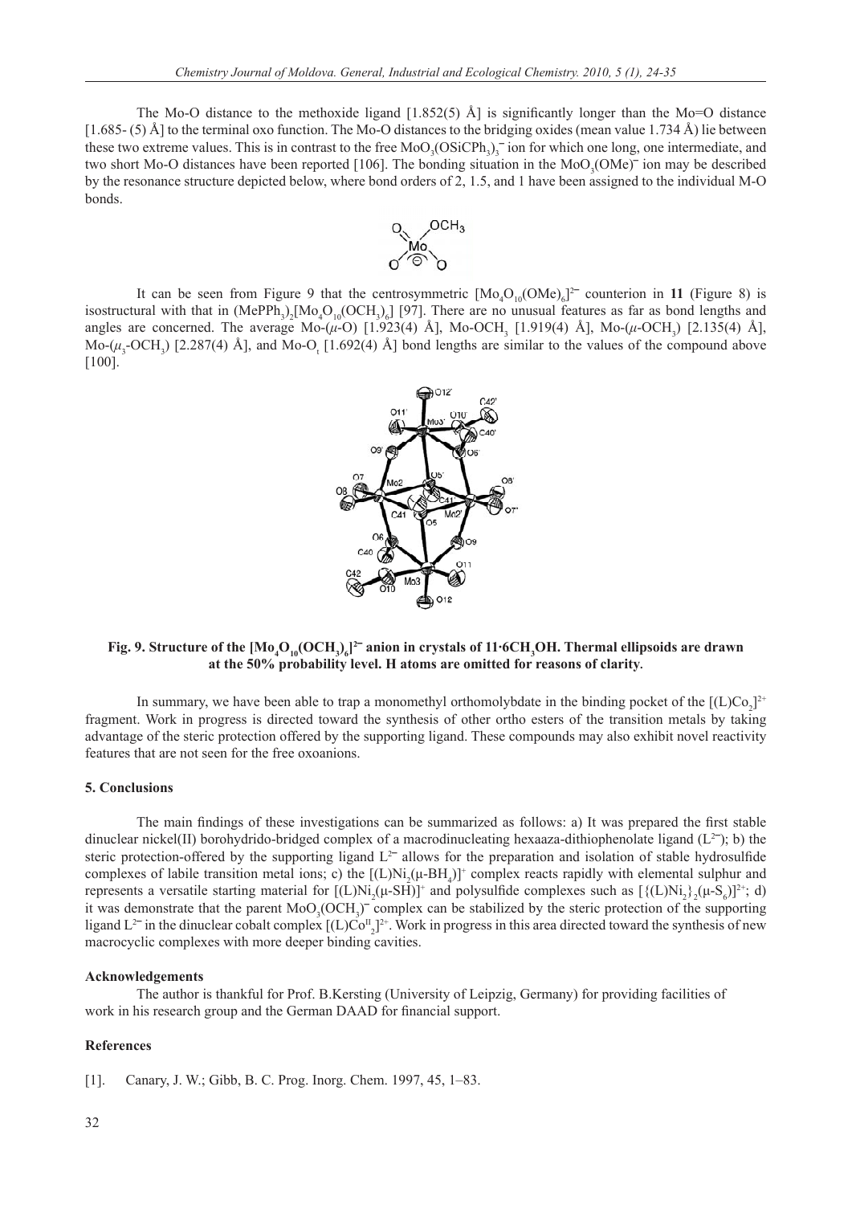The Mo-O distance to the methoxide ligand [1.852(5) Å] is significantly longer than the Mo=O distance [1.685- (5) Å] to the terminal oxo function. The Mo-O distances to the bridging oxides (mean value 1.734 Å) lie between these two extreme values. This is in contrast to the free $MoO_3(OSiCPh_3)_3^-$ ion for which one long, one intermediate, and two short Mo-O distances have been reported [106]. The bonding situation in the $MoO_3(OMe)^-$ ion may be described by the resonance structure depicted below, where bond orders of 2, 1.5, and 1 have been assigned to the individual M-O bonds.

It can be seen from Figure 9 that the centrosymmetric $[Mo_4O_{10}(OMe)_6]^{2-}$ counterion in **11** (Figure 8) is isostructural with that in $(MePPh_3)_2[Mo_4O_{10}(OCH_3)_6]$ [97]. There are no unusual features as far as bond lengths and angles are concerned. The average Mo-($\mu$-O) [1.923(4) Å], Mo-$OCH_3$ [1.919(4) Å], Mo-($\mu$-$OCH_3$) [2.135(4) Å], Mo-($\mu_3$-$OCH_3$) [2.287(4) Å], and Mo-$O_t$ [1.692(4) Å] bond lengths are similar to the values of the compound above [100].

**Fig. 9. Structure of the $[Mo_4O_{10}(OCH_3)_6]^{2-}$ anion in crystals of 11·6$CH_3$OH. Thermal ellipsoids are drawn at the 50% probability level. H atoms are omitted for reasons of clarity.**

In summary, we have been able to trap a monomethyl orthomolybdate in the binding pocket of the $[(L)Co_2]^{2+}$ fragment. Work in progress is directed toward the synthesis of other ortho esters of the transition metals by taking advantage of the steric protection offered by the supporting ligand. These compounds may also exhibit novel reactivity features that are not seen for the free oxoanions.

### 5. Conclusions

The main findings of these investigations can be summarized as follows: a) It was prepared the first stable dinuclear nickel(II) borohydrido-bridged complex of a macrodinucleating hexaaza-dithiophenolate ligand ($L^{2-}$); b) the steric protection-offered by the supporting ligand $L^{2-}$ allows for the preparation and isolation of stable hydrosulfide complexes of labile transition metal ions; c) the $[(L)Ni_2(\mu\text{-}BH_4)]^+$ complex reacts rapidly with elemental sulphur and represents a versatile starting material for $[(L)Ni_2(\mu\text{-}SH)]^+$ and polysulfide complexes such as $[\{(L)Ni_2\}_2(\mu\text{-}S_6)]^{2+}$; d) it was demonstrate that the parent $MoO_3(OCH_3)^-$ complex can be stabilized by the steric protection of the supporting ligand $L^{2-}$ in the dinuclear cobalt complex $[(L)Co^{II}_2]^{2+}$. Work in progress in this area directed toward the synthesis of new macrocyclic complexes with more deeper binding cavities.

### Acknowledgements

The author is thankful for Prof. B.Kersting (University of Leipzig, Germany) for providing facilities of work in his research group and the German DAAD for financial support.

### References

[1]. Canary, J. W.; Gibb, B. C. Prog. Inorg. Chem. 1997, 45, 1–83.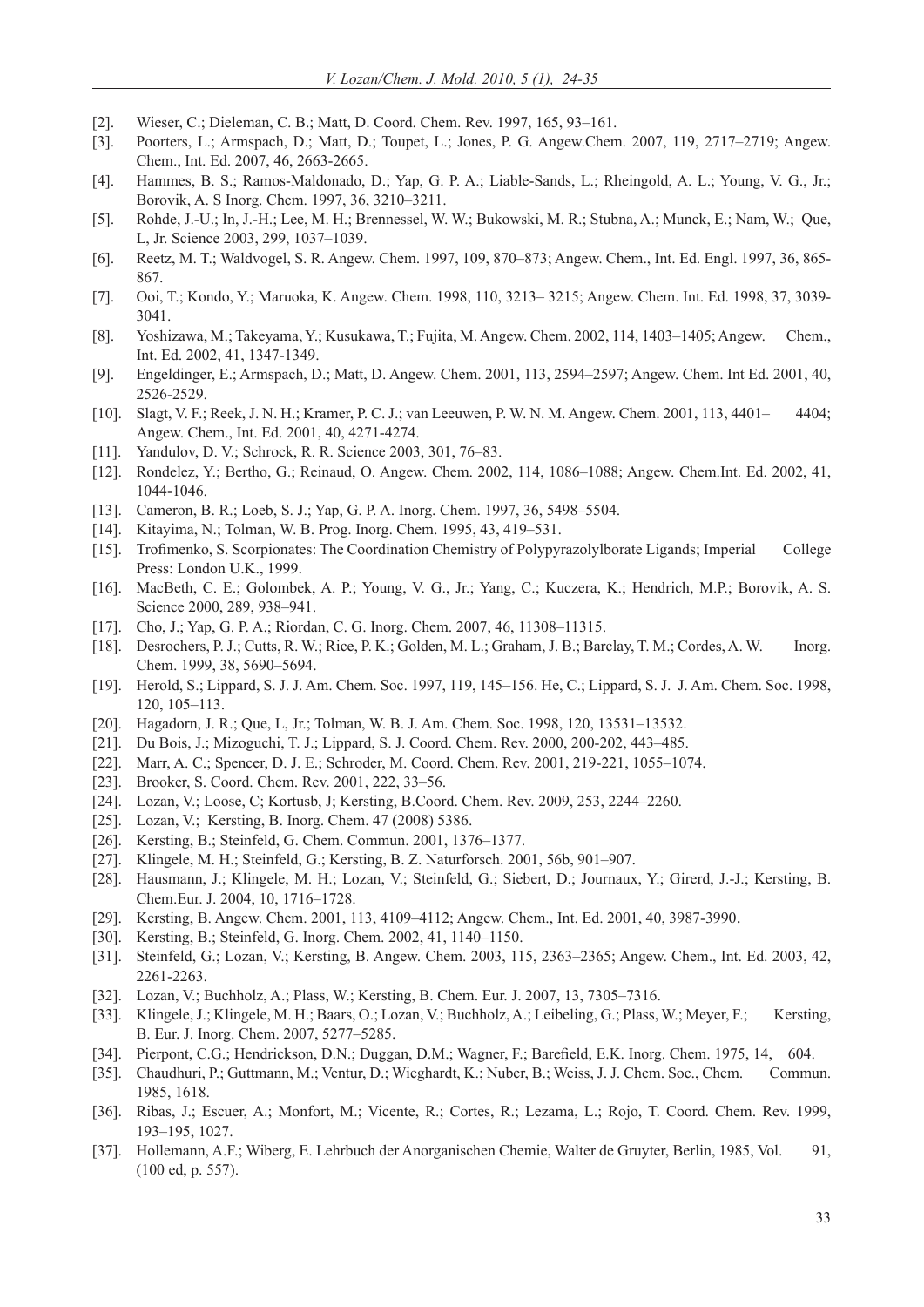[2]. Wieser, C.; Dieleman, C. B.; Matt, D. Coord. Chem. Rev. 1997, 165, 93–161.

[3]. Poorters, L.; Armspach, D.; Matt, D.; Toupet, L.; Jones, P. G. Angew.Chem. 2007, 119, 2717–2719; Angew. Chem., Int. Ed. 2007, 46, 2663-2665.

[4]. Hammes, B. S.; Ramos-Maldonado, D.; Yap, G. P. A.; Liable-Sands, L.; Rheingold, A. L.; Young, V. G., Jr.; Borovik, A. S Inorg. Chem. 1997, 36, 3210–3211.

[5]. Rohde, J.-U.; In, J.-H.; Lee, M. H.; Brennessel, W. W.; Bukowski, M. R.; Stubna, A.; Munck, E.; Nam, W.; Que, L, Jr. Science 2003, 299, 1037–1039.

[6]. Reetz, M. T.; Waldvogel, S. R. Angew. Chem. 1997, 109, 870–873; Angew. Chem., Int. Ed. Engl. 1997, 36, 865-867.

[7]. Ooi, T.; Kondo, Y.; Maruoka, K. Angew. Chem. 1998, 110, 3213– 3215; Angew. Chem. Int. Ed. 1998, 37, 3039-3041.

[8]. Yoshizawa, M.; Takeyama, Y.; Kusukawa, T.; Fujita, M. Angew. Chem. 2002, 114, 1403–1405; Angew. Chem., Int. Ed. 2002, 41, 1347-1349.

[9]. Engeldinger, E.; Armspach, D.; Matt, D. Angew. Chem. 2001, 113, 2594–2597; Angew. Chem. Int Ed. 2001, 40, 2526-2529.

[10]. Slagt, V. F.; Reek, J. N. H.; Kramer, P. C. J.; van Leeuwen, P. W. N. M. Angew. Chem. 2001, 113, 4401– 4404; Angew. Chem., Int. Ed. 2001, 40, 4271-4274.

[11]. Yandulov, D. V.; Schrock, R. R. Science 2003, 301, 76–83.

[12]. Rondelez, Y.; Bertho, G.; Reinaud, O. Angew. Chem. 2002, 114, 1086–1088; Angew. Chem.Int. Ed. 2002, 41, 1044-1046.

[13]. Cameron, B. R.; Loeb, S. J.; Yap, G. P. A. Inorg. Chem. 1997, 36, 5498–5504.

[14]. Kitayima, N.; Tolman, W. B. Prog. Inorg. Chem. 1995, 43, 419–531.

[15]. Trofimenko, S. Scorpionates: The Coordination Chemistry of Polypyrazolylborate Ligands; Imperial College Press: London U.K., 1999.

[16]. MacBeth, C. E.; Golombek, A. P.; Young, V. G., Jr.; Yang, C.; Kuczera, K.; Hendrich, M.P.; Borovik, A. S. Science 2000, 289, 938–941.

[17]. Cho, J.; Yap, G. P. A.; Riordan, C. G. Inorg. Chem. 2007, 46, 11308–11315.

[18]. Desrochers, P. J.; Cutts, R. W.; Rice, P. K.; Golden, M. L.; Graham, J. B.; Barclay, T. M.; Cordes, A. W. Inorg. Chem. 1999, 38, 5690–5694.

[19]. Herold, S.; Lippard, S. J. J. Am. Chem. Soc. 1997, 119, 145–156. He, C.; Lippard, S. J. J. Am. Chem. Soc. 1998, 120, 105–113.

[20]. Hagadorn, J. R.; Que, L, Jr.; Tolman, W. B. J. Am. Chem. Soc. 1998, 120, 13531–13532.

[21]. Du Bois, J.; Mizoguchi, T. J.; Lippard, S. J. Coord. Chem. Rev. 2000, 200-202, 443–485.

[22]. Marr, A. C.; Spencer, D. J. E.; Schroder, M. Coord. Chem. Rev. 2001, 219-221, 1055–1074.

[23]. Brooker, S. Coord. Chem. Rev. 2001, 222, 33–56.

[24]. Lozan, V.; Loose, C; Kortusb, J; Kersting, B.Coord. Chem. Rev. 2009, 253, 2244–2260.

[25]. Lozan, V.; Kersting, B. Inorg. Chem. 47 (2008) 5386.

[26]. Kersting, B.; Steinfeld, G. Chem. Commun. 2001, 1376–1377.

[27]. Klingele, M. H.; Steinfeld, G.; Kersting, B. Z. Naturforsch. 2001, 56b, 901–907.

[28]. Hausmann, J.; Klingele, M. H.; Lozan, V.; Steinfeld, G.; Siebert, D.; Journaux, Y.; Girerd, J.-J.; Kersting, B. Chem.Eur. J. 2004, 10, 1716–1728.

[29]. Kersting, B. Angew. Chem. 2001, 113, 4109–4112; Angew. Chem., Int. Ed. 2001, 40, 3987-3990.

[30]. Kersting, B.; Steinfeld, G. Inorg. Chem. 2002, 41, 1140–1150.

[31]. Steinfeld, G.; Lozan, V.; Kersting, B. Angew. Chem. 2003, 115, 2363–2365; Angew. Chem., Int. Ed. 2003, 42, 2261-2263.

[32]. Lozan, V.; Buchholz, A.; Plass, W.; Kersting, B. Chem. Eur. J. 2007, 13, 7305–7316.

[33]. Klingele, J.; Klingele, M. H.; Baars, O.; Lozan, V.; Buchholz, A.; Leibeling, G.; Plass, W.; Meyer, F.; Kersting, B. Eur. J. Inorg. Chem. 2007, 5277–5285.

[34]. Pierpont, C.G.; Hendrickson, D.N.; Duggan, D.M.; Wagner, F.; Barefield, E.K. Inorg. Chem. 1975, 14, 604.

[35]. Chaudhuri, P.; Guttmann, M.; Ventur, D.; Wieghardt, K.; Nuber, B.; Weiss, J. J. Chem. Soc., Chem. Commun. 1985, 1618.

[36]. Ribas, J.; Escuer, A.; Monfort, M.; Vicente, R.; Cortes, R.; Lezama, L.; Rojo, T. Coord. Chem. Rev. 1999, 193–195, 1027.

[37]. Hollemann, A.F.; Wiberg, E. Lehrbuch der Anorganischen Chemie, Walter de Gruyter, Berlin, 1985, Vol. 91, (100 ed, p. 557).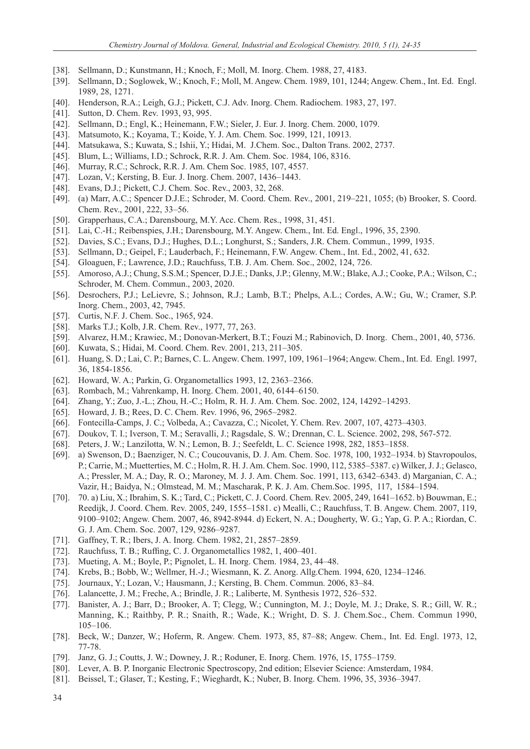[38]. Sellmann, D.; Kunstmann, H.; Knoch, F.; Moll, M. Inorg. Chem. 1988, 27, 4183.

[39]. Sellmann, D.; Soglowek, W.; Knoch, F.; Moll, M. Angew. Chem. 1989, 101, 1244; Angew. Chem., Int. Ed. Engl. 1989, 28, 1271.

[40]. Henderson, R.A.; Leigh, G.J.; Pickett, C.J. Adv. Inorg. Chem. Radiochem. 1983, 27, 197.

[41]. Sutton, D. Chem. Rev. 1993, 93, 995.

[42]. Sellmann, D.; Engl, K.; Heinemann, F.W.; Sieler, J. Eur. J. Inorg. Chem. 2000, 1079.

[43]. Matsumoto, K.; Koyama, T.; Koide, Y. J. Am. Chem. Soc. 1999, 121, 10913.

[44]. Matsukawa, S.; Kuwata, S.; Ishii, Y.; Hidai, M. J.Chem. Soc., Dalton Trans. 2002, 2737.

[45]. Blum, L.; Williams, I.D.; Schrock, R.R. J. Am. Chem. Soc. 1984, 106, 8316.

[46]. Murray, R.C.; Schrock, R.R. J. Am. Chem Soc. 1985, 107, 4557.

[47]. Lozan, V.; Kersting, B. Eur. J. Inorg. Chem. 2007, 1436–1443.

[48]. Evans, D.J.; Pickett, C.J. Chem. Soc. Rev., 2003, 32, 268.

[49]. (a) Marr, A.C.; Spencer D.J.E.; Schroder, M. Coord. Chem. Rev., 2001, 219–221, 1055; (b) Brooker, S. Coord. Chem. Rev., 2001, 222, 33–56.

[50]. Grapperhaus, C.A.; Darensbourg, M.Y. Acc. Chem. Res., 1998, 31, 451.

[51]. Lai, C.-H.; Reibenspies, J.H.; Darensbourg, M.Y. Angew. Chem., Int. Ed. Engl., 1996, 35, 2390.

[52]. Davies, S.C.; Evans, D.J.; Hughes, D.L.; Longhurst, S.; Sanders, J.R. Chem. Commun., 1999, 1935.

[53]. Sellmann, D.; Geipel, F.; Lauderbach, F.; Heinemann, F.W. Angew. Chem., Int. Ed., 2002, 41, 632.

[54]. Gloaguen, F.; Lawrence, J.D.; Rauchfuss, T.B. J. Am. Chem. Soc., 2002, 124, 726.

[55]. Amoroso, A.J.; Chung, S.S.M.; Spencer, D.J.E.; Danks, J.P.; Glenny, M.W.; Blake, A.J.; Cooke, P.A.; Wilson, C.; Schroder, M. Chem. Commun., 2003, 2020.

[56]. Desrochers, P.J.; LeLievre, S.; Johnson, R.J.; Lamb, B.T.; Phelps, A.L.; Cordes, A.W.; Gu, W.; Cramer, S.P. Inorg. Chem., 2003, 42, 7945.

[57]. Curtis, N.F. J. Chem. Soc., 1965, 924.

[58]. Marks T.J.; Kolb, J.R. Chem. Rev., 1977, 77, 263.

[59]. Alvarez, H.M.; Krawiec, M.; Donovan-Merkert, B.T.; Fouzi M.; Rabinovich, D. Inorg. Chem., 2001, 40, 5736.

[60]. Kuwata, S.; Hidai, M. Coord. Chem. Rev. 2001, 213, 211–305.

[61]. Huang, S. D.; Lai, C. P.; Barnes, C. L. Angew. Chem. 1997, 109, 1961–1964; Angew. Chem., Int. Ed. Engl. 1997, 36, 1854-1856.

[62]. Howard, W. A.; Parkin, G. Organometallics 1993, 12, 2363–2366.

[63]. Rombach, M.; Vahrenkamp, H. Inorg. Chem. 2001, 40, 6144–6150.

[64]. Zhang, Y.; Zuo, J.-L.; Zhou, H.-C.; Holm, R. H. J. Am. Chem. Soc. 2002, 124, 14292–14293.

[65]. Howard, J. B.; Rees, D. C. Chem. Rev. 1996, 96, 2965–2982.

[66]. Fontecilla-Camps, J. C.; Volbeda, A.; Cavazza, C.; Nicolet, Y. Chem. Rev. 2007, 107, 4273–4303.

[67]. Doukov, T. I.; Iverson, T. M.; Seravalli, J.; Ragsdale, S. W.; Drennan, C. L. Science. 2002, 298, 567-572.

[68]. Peters, J. W.; Lanzilotta, W. N.; Lemon, B. J.; Seefeldt, L. C. Science 1998, 282, 1853–1858.

[69]. a) Swenson, D.; Baenziger, N. C.; Coucouvanis, D. J. Am. Chem. Soc. 1978, 100, 1932–1934. b) Stavropoulos, P.; Carrie, M.; Muetterties, M. C.; Holm, R. H. J. Am. Chem. Soc. 1990, 112, 5385–5387. c) Wilker, J. J.; Gelasco, A.; Pressler, M. A.; Day, R. O.; Maroney, M. J. J. Am. Chem. Soc. 1991, 113, 6342–6343. d) Marganian, C. A.; Vazir, H.; Baidya, N.; Olmstead, M. M.; Mascharak, P. K. J. Am. Chem.Soc. 1995, 117, 1584–1594.

[70]. 70. a) Liu, X.; Ibrahim, S. K.; Tard, C.; Pickett, C. J. Coord. Chem. Rev. 2005, 249, 1641–1652. b) Bouwman, E.; Reedijk, J. Coord. Chem. Rev. 2005, 249, 1555–1581. c) Mealli, C.; Rauchfuss, T. B. Angew. Chem. 2007, 119, 9100–9102; Angew. Chem. 2007, 46, 8942-8944. d) Eckert, N. A.; Dougherty, W. G.; Yap, G. P. A.; Riordan, C. G. J. Am. Chem. Soc. 2007, 129, 9286–9287.

[71]. Gaffney, T. R.; Ibers, J. A. Inorg. Chem. 1982, 21, 2857–2859.

[72]. Rauchfuss, T. B.; Ruffing, C. J. Organometallics 1982, 1, 400–401.

[73]. Mueting, A. M.; Boyle, P.; Pignolet, L. H. Inorg. Chem. 1984, 23, 44–48.

[74]. Krebs, B.; Bobb, W.; Wellmer, H.-J.; Wiesmann, K. Z. Anorg. Allg.Chem. 1994, 620, 1234–1246.

[75]. Journaux, Y.; Lozan, V.; Hausmann, J.; Kersting, B. Chem. Commun. 2006, 83–84.

[76]. Lalancette, J. M.; Freche, A.; Brindle, J. R.; Laliberte, M. Synthesis 1972, 526–532.

[77]. Banister, A. J.; Barr, D.; Brooker, A. T; Clegg, W.; Cunnington, M. J.; Doyle, M. J.; Drake, S. R.; Gill, W. R.; Manning, K.; Raithby, P. R.; Snaith, R.; Wade, K.; Wright, D. S. J. Chem.Soc., Chem. Commun 1990, 105–106.

[78]. Beck, W.; Danzer, W.; Hoferm, R. Angew. Chem. 1973, 85, 87–88; Angew. Chem., Int. Ed. Engl. 1973, 12, 77-78.

[79]. Janz, G. J.; Coutts, J. W.; Downey, J. R.; Roduner, E. Inorg. Chem. 1976, 15, 1755–1759.

[80]. Lever, A. B. P. Inorganic Electronic Spectroscopy, 2nd edition; Elsevier Science: Amsterdam, 1984.

[81]. Beissel, T.; Glaser, T.; Kesting, F.; Wieghardt, K.; Nuber, B. Inorg. Chem. 1996, 35, 3936–3947.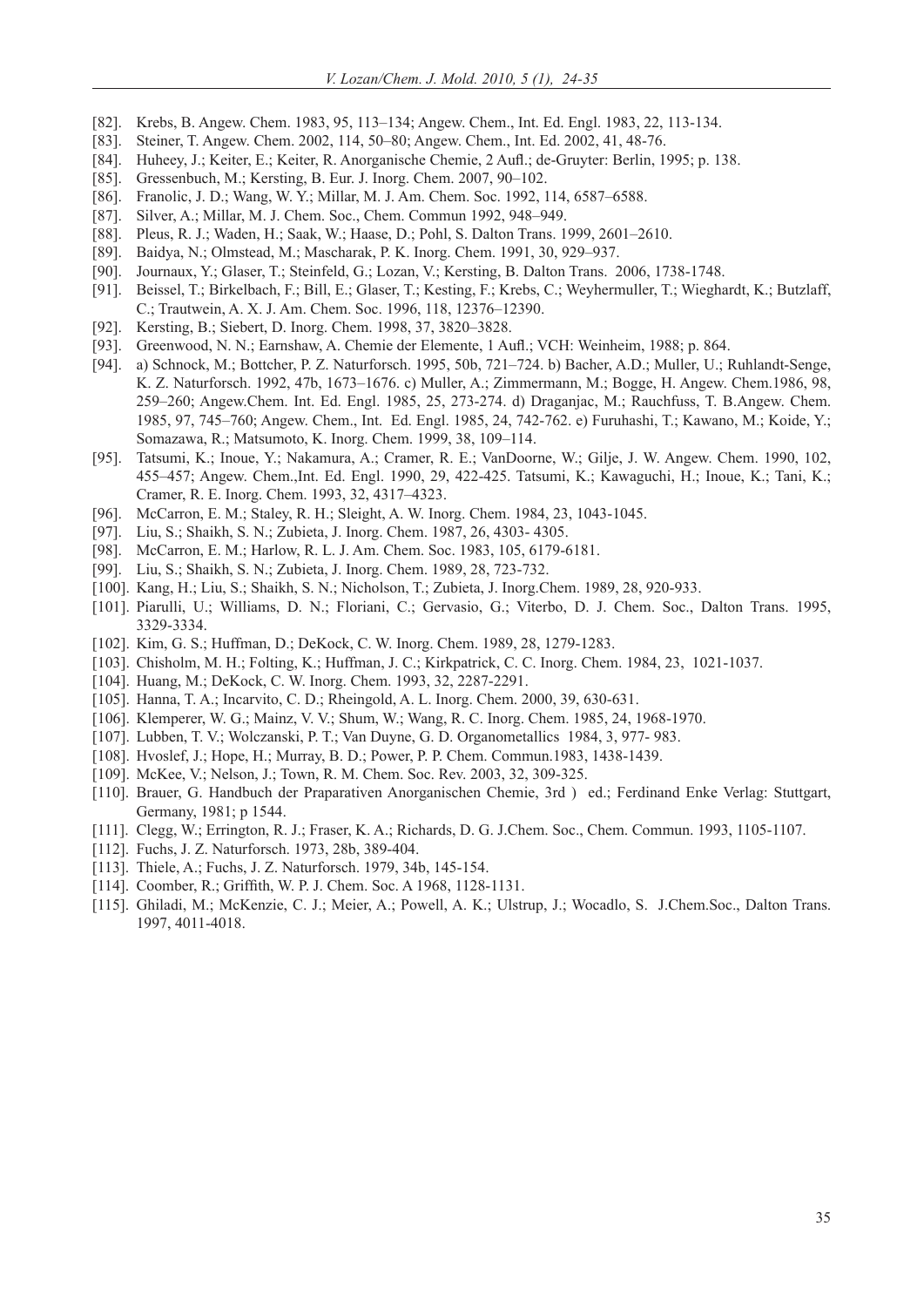[82]. Krebs, B. Angew. Chem. 1983, 95, 113–134; Angew. Chem., Int. Ed. Engl. 1983, 22, 113-134.

[83]. Steiner, T. Angew. Chem. 2002, 114, 50–80; Angew. Chem., Int. Ed. 2002, 41, 48-76.

[84]. Huheey, J.; Keiter, E.; Keiter, R. Anorganische Chemie, 2 Aufl.; de-Gruyter: Berlin, 1995; p. 138.

[85]. Gressenbuch, M.; Kersting, B. Eur. J. Inorg. Chem. 2007, 90–102.

[86]. Franolic, J. D.; Wang, W. Y.; Millar, M. J. Am. Chem. Soc. 1992, 114, 6587–6588.

[87]. Silver, A.; Millar, M. J. Chem. Soc., Chem. Commun 1992, 948–949.

[88]. Pleus, R. J.; Waden, H.; Saak, W.; Haase, D.; Pohl, S. Dalton Trans. 1999, 2601–2610.

[89]. Baidya, N.; Olmstead, M.; Mascharak, P. K. Inorg. Chem. 1991, 30, 929–937.

[90]. Journaux, Y.; Glaser, T.; Steinfeld, G.; Lozan, V.; Kersting, B. Dalton Trans. 2006, 1738-1748.

[91]. Beissel, T.; Birkelbach, F.; Bill, E.; Glaser, T.; Kesting, F.; Krebs, C.; Weyhermuller, T.; Wieghardt, K.; Butzlaff, C.; Trautwein, A. X. J. Am. Chem. Soc. 1996, 118, 12376–12390.

[92]. Kersting, B.; Siebert, D. Inorg. Chem. 1998, 37, 3820–3828.

[93]. Greenwood, N. N.; Earnshaw, A. Chemie der Elemente, 1 Aufl.; VCH: Weinheim, 1988; p. 864.

[94]. a) Schnock, M.; Bottcher, P. Z. Naturforsch. 1995, 50b, 721–724. b) Bacher, A.D.; Muller, U.; Ruhlandt-Senge, K. Z. Naturforsch. 1992, 47b, 1673–1676. c) Muller, A.; Zimmermann, M.; Bogge, H. Angew. Chem.1986, 98, 259–260; Angew.Chem. Int. Ed. Engl. 1985, 25, 273-274. d) Draganjac, M.; Rauchfuss, T. B.Angew. Chem. 1985, 97, 745–760; Angew. Chem., Int. Ed. Engl. 1985, 24, 742-762. e) Furuhashi, T.; Kawano, M.; Koide, Y.; Somazawa, R.; Matsumoto, K. Inorg. Chem. 1999, 38, 109–114.

[95]. Tatsumi, K.; Inoue, Y.; Nakamura, A.; Cramer, R. E.; VanDoorne, W.; Gilje, J. W. Angew. Chem. 1990, 102, 455–457; Angew. Chem.,Int. Ed. Engl. 1990, 29, 422-425. Tatsumi, K.; Kawaguchi, H.; Inoue, K.; Tani, K.; Cramer, R. E. Inorg. Chem. 1993, 32, 4317–4323.

[96]. McCarron, E. M.; Staley, R. H.; Sleight, A. W. Inorg. Chem. 1984, 23, 1043-1045.

[97]. Liu, S.; Shaikh, S. N.; Zubieta, J. Inorg. Chem. 1987, 26, 4303- 4305.

[98]. McCarron, E. M.; Harlow, R. L. J. Am. Chem. Soc. 1983, 105, 6179-6181.

[99]. Liu, S.; Shaikh, S. N.; Zubieta, J. Inorg. Chem. 1989, 28, 723-732.

[100]. Kang, H.; Liu, S.; Shaikh, S. N.; Nicholson, T.; Zubieta, J. Inorg.Chem. 1989, 28, 920-933.

[101]. Piarulli, U.; Williams, D. N.; Floriani, C.; Gervasio, G.; Viterbo, D. J. Chem. Soc., Dalton Trans. 1995, 3329-3334.

[102]. Kim, G. S.; Huffman, D.; DeKock, C. W. Inorg. Chem. 1989, 28, 1279-1283.

[103]. Chisholm, M. H.; Folting, K.; Huffman, J. C.; Kirkpatrick, C. C. Inorg. Chem. 1984, 23, 1021-1037.

[104]. Huang, M.; DeKock, C. W. Inorg. Chem. 1993, 32, 2287-2291.

[105]. Hanna, T. A.; Incarvito, C. D.; Rheingold, A. L. Inorg. Chem. 2000, 39, 630-631.

[106]. Klemperer, W. G.; Mainz, V. V.; Shum, W.; Wang, R. C. Inorg. Chem. 1985, 24, 1968-1970.

[107]. Lubben, T. V.; Wolczanski, P. T.; Van Duyne, G. D. Organometallics 1984, 3, 977- 983.

[108]. Hvoslef, J.; Hope, H.; Murray, B. D.; Power, P. P. Chem. Commun.1983, 1438-1439.

[109]. McKee, V.; Nelson, J.; Town, R. M. Chem. Soc. Rev. 2003, 32, 309-325.

[110]. Brauer, G. Handbuch der Praparativen Anorganischen Chemie, 3rd ) ed.; Ferdinand Enke Verlag: Stuttgart, Germany, 1981; p 1544.

[111]. Clegg, W.; Errington, R. J.; Fraser, K. A.; Richards, D. G. J.Chem. Soc., Chem. Commun. 1993, 1105-1107.

[112]. Fuchs, J. Z. Naturforsch. 1973, 28b, 389-404.

[113]. Thiele, A.; Fuchs, J. Z. Naturforsch. 1979, 34b, 145-154.

[114]. Coomber, R.; Griffith, W. P. J. Chem. Soc. A 1968, 1128-1131.

[115]. Ghiladi, M.; McKenzie, C. J.; Meier, A.; Powell, A. K.; Ulstrup, J.; Wocadlo, S. J.Chem.Soc., Dalton Trans. 1997, 4011-4018.